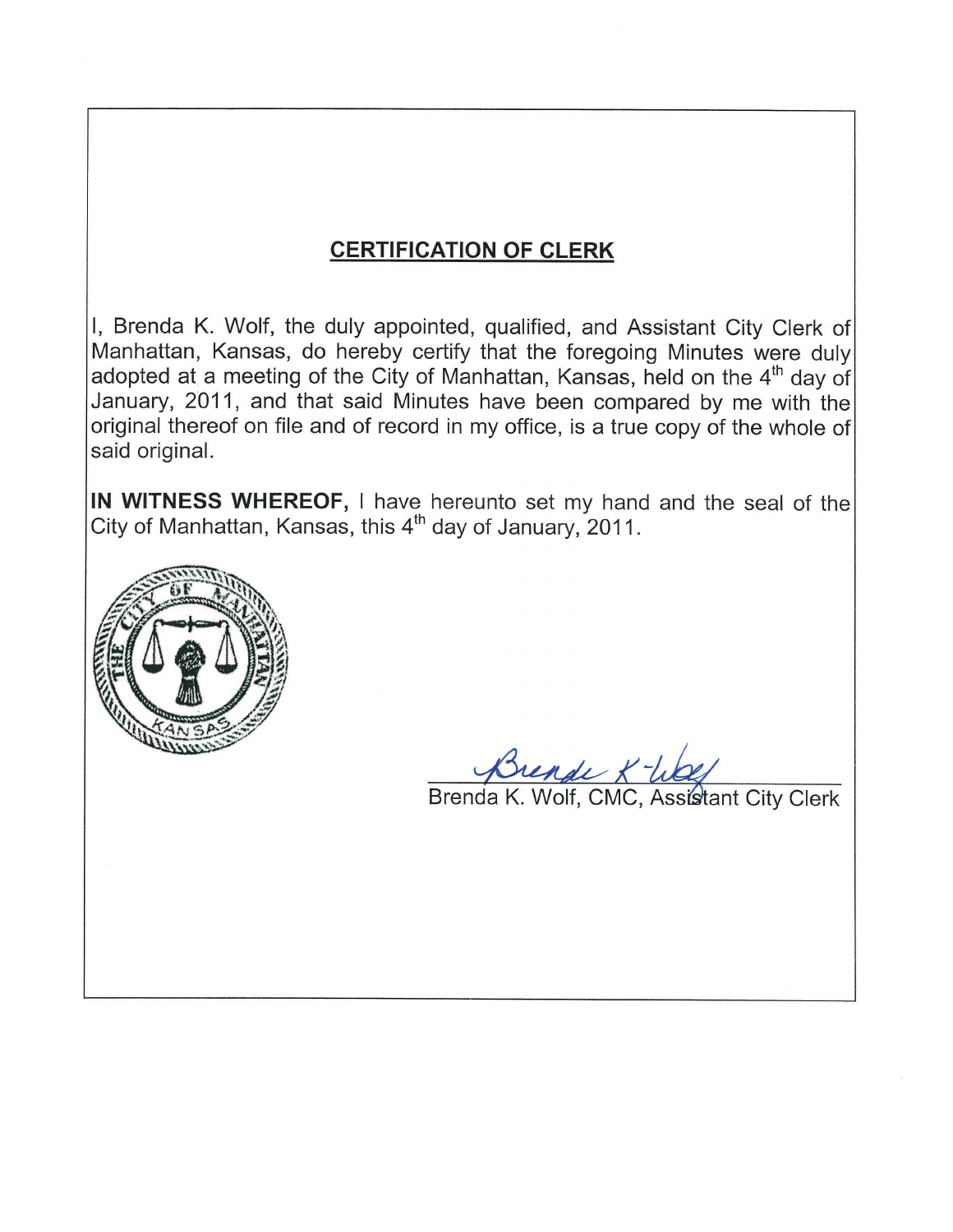## CERTIFICATION OF CLERK

I, Brenda K. Wolf, the duly appointed, qualified, and Assistant City Clerk of Manhattan, Kansas, do hereby certify that the foregoing Minutes were duly adopted at a meeting of the City of Manhattan, Kansas, held on the 4th day of January, 2011, and that said Minutes have been compared by me with the original thereof on file and of record in my office, is a true copy of the whole of said original.

**IN WITNESS WHEREOF,** I have hereunto set my hand and the seal of the City of Manhattan, Kansas, this 4th day of January, 2011.

Brenda K. Wolf, CMC, Assistant City Clerk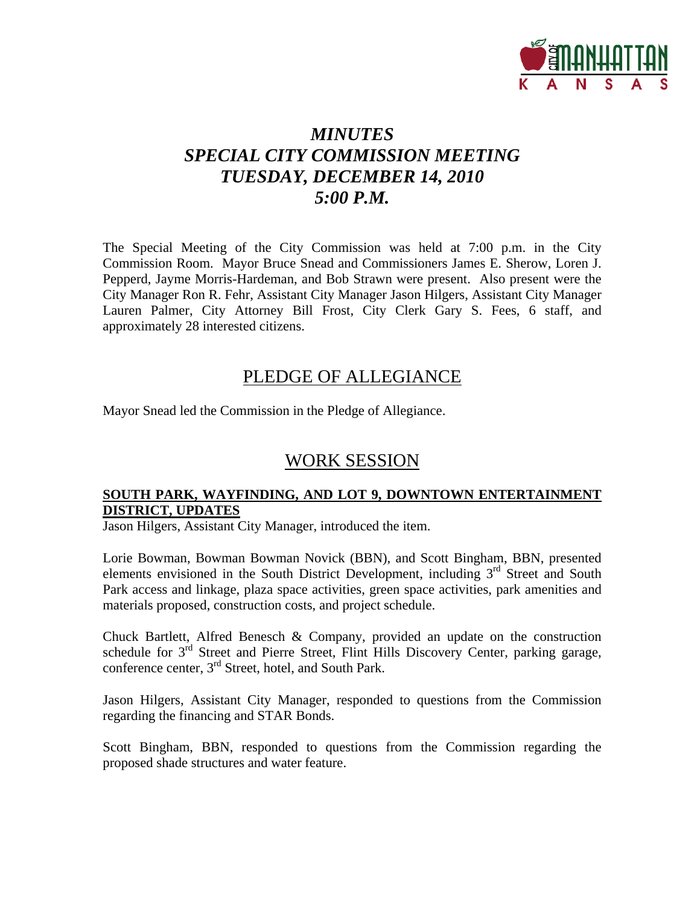# *MINUTES*
# *SPECIAL CITY COMMISSION MEETING*
# *TUESDAY, DECEMBER 14, 2010*
# *5:00 P.M.*

The Special Meeting of the City Commission was held at 7:00 p.m. in the City Commission Room. Mayor Bruce Snead and Commissioners James E. Sherow, Loren J. Pepperd, Jayme Morris-Hardeman, and Bob Strawn were present. Also present were the City Manager Ron R. Fehr, Assistant City Manager Jason Hilgers, Assistant City Manager Lauren Palmer, City Attorney Bill Frost, City Clerk Gary S. Fees, 6 staff, and approximately 28 interested citizens.

## PLEDGE OF ALLEGIANCE

Mayor Snead led the Commission in the Pledge of Allegiance.

## WORK SESSION

### SOUTH PARK, WAYFINDING, AND LOT 9, DOWNTOWN ENTERTAINMENT DISTRICT, UPDATES

Jason Hilgers, Assistant City Manager, introduced the item.

Lorie Bowman, Bowman Bowman Novick (BBN), and Scott Bingham, BBN, presented elements envisioned in the South District Development, including 3rd Street and South Park access and linkage, plaza space activities, green space activities, park amenities and materials proposed, construction costs, and project schedule.

Chuck Bartlett, Alfred Benesch & Company, provided an update on the construction schedule for 3rd Street and Pierre Street, Flint Hills Discovery Center, parking garage, conference center, 3rd Street, hotel, and South Park.

Jason Hilgers, Assistant City Manager, responded to questions from the Commission regarding the financing and STAR Bonds.

Scott Bingham, BBN, responded to questions from the Commission regarding the proposed shade structures and water feature.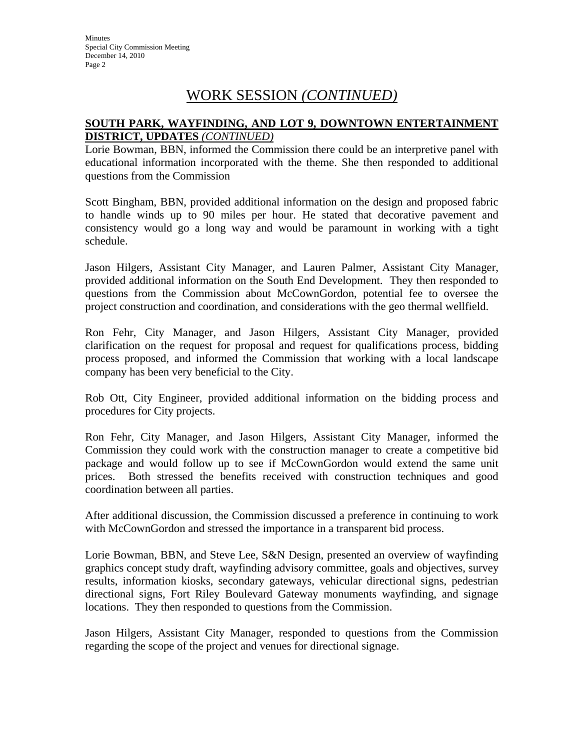# WORK SESSION *(CONTINUED)*

**SOUTH PARK, WAYFINDING, AND LOT 9, DOWNTOWN ENTERTAINMENT DISTRICT, UPDATES** ***(CONTINUED)***

Lorie Bowman, BBN, informed the Commission there could be an interpretive panel with educational information incorporated with the theme. She then responded to additional questions from the Commission

Scott Bingham, BBN, provided additional information on the design and proposed fabric to handle winds up to 90 miles per hour. He stated that decorative pavement and consistency would go a long way and would be paramount in working with a tight schedule.

Jason Hilgers, Assistant City Manager, and Lauren Palmer, Assistant City Manager, provided additional information on the South End Development. They then responded to questions from the Commission about McCownGordon, potential fee to oversee the project construction and coordination, and considerations with the geo thermal wellfield.

Ron Fehr, City Manager, and Jason Hilgers, Assistant City Manager, provided clarification on the request for proposal and request for qualifications process, bidding process proposed, and informed the Commission that working with a local landscape company has been very beneficial to the City.

Rob Ott, City Engineer, provided additional information on the bidding process and procedures for City projects.

Ron Fehr, City Manager, and Jason Hilgers, Assistant City Manager, informed the Commission they could work with the construction manager to create a competitive bid package and would follow up to see if McCownGordon would extend the same unit prices. Both stressed the benefits received with construction techniques and good coordination between all parties.

After additional discussion, the Commission discussed a preference in continuing to work with McCownGordon and stressed the importance in a transparent bid process.

Lorie Bowman, BBN, and Steve Lee, S&N Design, presented an overview of wayfinding graphics concept study draft, wayfinding advisory committee, goals and objectives, survey results, information kiosks, secondary gateways, vehicular directional signs, pedestrian directional signs, Fort Riley Boulevard Gateway monuments wayfinding, and signage locations. They then responded to questions from the Commission.

Jason Hilgers, Assistant City Manager, responded to questions from the Commission regarding the scope of the project and venues for directional signage.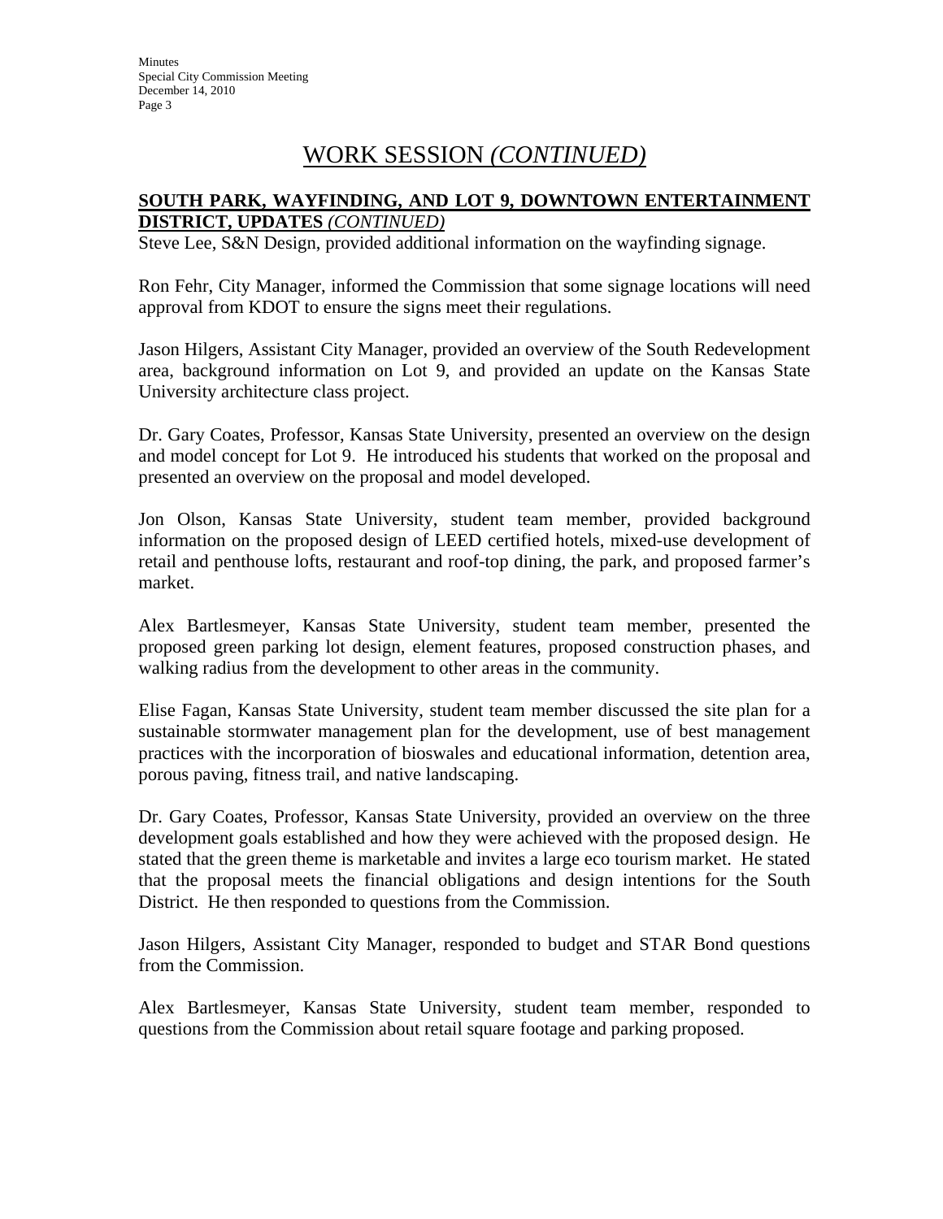# WORK SESSION *(CONTINUED)*

**SOUTH PARK, WAYFINDING, AND LOT 9, DOWNTOWN ENTERTAINMENT DISTRICT, UPDATES** ***(CONTINUED)***

Steve Lee, S&N Design, provided additional information on the wayfinding signage.

Ron Fehr, City Manager, informed the Commission that some signage locations will need approval from KDOT to ensure the signs meet their regulations.

Jason Hilgers, Assistant City Manager, provided an overview of the South Redevelopment area, background information on Lot 9, and provided an update on the Kansas State University architecture class project.

Dr. Gary Coates, Professor, Kansas State University, presented an overview on the design and model concept for Lot 9. He introduced his students that worked on the proposal and presented an overview on the proposal and model developed.

Jon Olson, Kansas State University, student team member, provided background information on the proposed design of LEED certified hotels, mixed-use development of retail and penthouse lofts, restaurant and roof-top dining, the park, and proposed farmer's market.

Alex Bartlesmeyer, Kansas State University, student team member, presented the proposed green parking lot design, element features, proposed construction phases, and walking radius from the development to other areas in the community.

Elise Fagan, Kansas State University, student team member discussed the site plan for a sustainable stormwater management plan for the development, use of best management practices with the incorporation of bioswales and educational information, detention area, porous paving, fitness trail, and native landscaping.

Dr. Gary Coates, Professor, Kansas State University, provided an overview on the three development goals established and how they were achieved with the proposed design. He stated that the green theme is marketable and invites a large eco tourism market. He stated that the proposal meets the financial obligations and design intentions for the South District. He then responded to questions from the Commission.

Jason Hilgers, Assistant City Manager, responded to budget and STAR Bond questions from the Commission.

Alex Bartlesmeyer, Kansas State University, student team member, responded to questions from the Commission about retail square footage and parking proposed.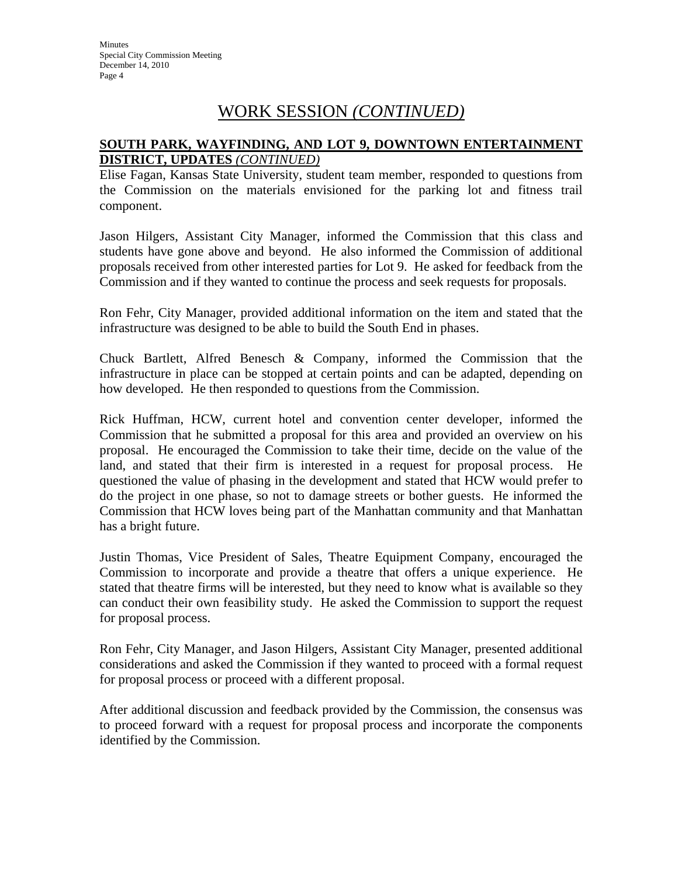# WORK SESSION *(CONTINUED)*

**SOUTH PARK, WAYFINDING, AND LOT 9, DOWNTOWN ENTERTAINMENT DISTRICT, UPDATES** *(CONTINUED)*

Elise Fagan, Kansas State University, student team member, responded to questions from the Commission on the materials envisioned for the parking lot and fitness trail component.

Jason Hilgers, Assistant City Manager, informed the Commission that this class and students have gone above and beyond. He also informed the Commission of additional proposals received from other interested parties for Lot 9. He asked for feedback from the Commission and if they wanted to continue the process and seek requests for proposals.

Ron Fehr, City Manager, provided additional information on the item and stated that the infrastructure was designed to be able to build the South End in phases.

Chuck Bartlett, Alfred Benesch & Company, informed the Commission that the infrastructure in place can be stopped at certain points and can be adapted, depending on how developed. He then responded to questions from the Commission.

Rick Huffman, HCW, current hotel and convention center developer, informed the Commission that he submitted a proposal for this area and provided an overview on his proposal. He encouraged the Commission to take their time, decide on the value of the land, and stated that their firm is interested in a request for proposal process. He questioned the value of phasing in the development and stated that HCW would prefer to do the project in one phase, so not to damage streets or bother guests. He informed the Commission that HCW loves being part of the Manhattan community and that Manhattan has a bright future.

Justin Thomas, Vice President of Sales, Theatre Equipment Company, encouraged the Commission to incorporate and provide a theatre that offers a unique experience. He stated that theatre firms will be interested, but they need to know what is available so they can conduct their own feasibility study. He asked the Commission to support the request for proposal process.

Ron Fehr, City Manager, and Jason Hilgers, Assistant City Manager, presented additional considerations and asked the Commission if they wanted to proceed with a formal request for proposal process or proceed with a different proposal.

After additional discussion and feedback provided by the Commission, the consensus was to proceed forward with a request for proposal process and incorporate the components identified by the Commission.